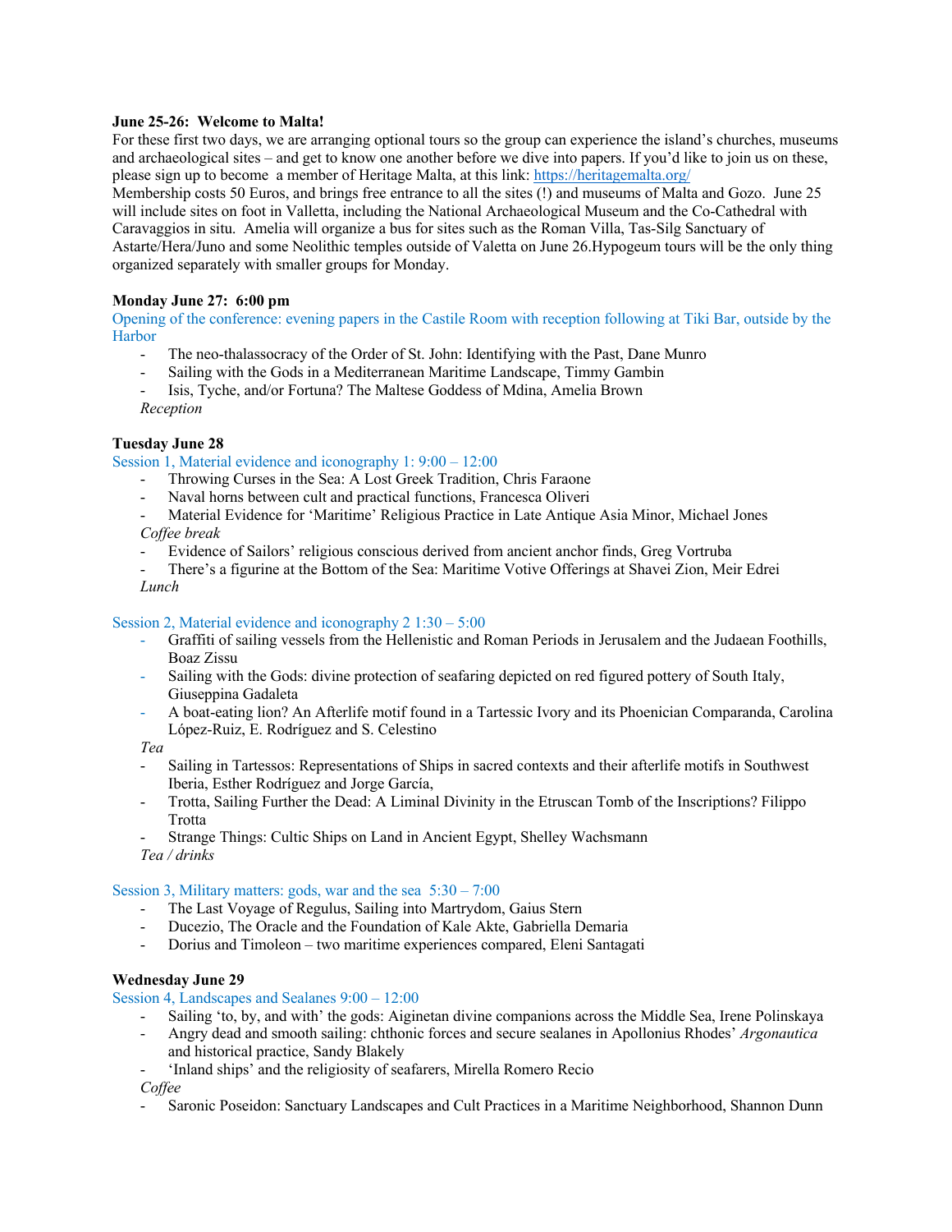**June 25-26: Welcome to Malta!**

For these first two days, we are arranging optional tours so the group can experience the island's churches, museums and archaeological sites – and get to know one another before we dive into papers. If you'd like to join us on these, please sign up to become a member of Heritage Malta, at this link: [https://heritagemalta.org/](https://heritagemalta.org/)

Membership costs 50 Euros, and brings free entrance to all the sites (!) and museums of Malta and Gozo. June 25 will include sites on foot in Valletta, including the National Archaeological Museum and the Co-Cathedral with Caravaggios in situ. Amelia will organize a bus for sites such as the Roman Villa, Tas-Silg Sanctuary of Astarte/Hera/Juno and some Neolithic temples outside of Valetta on June 26.Hypogeum tours will be the only thing organized separately with smaller groups for Monday.

**Monday June 27: 6:00 pm**

Opening of the conference: evening papers in the Castile Room with reception following at Tiki Bar, outside by the Harbor

- The neo-thalassocracy of the Order of St. John: Identifying with the Past, Dane Munro
- Sailing with the Gods in a Mediterranean Maritime Landscape, Timmy Gambin
- Isis, Tyche, and/or Fortuna? The Maltese Goddess of Mdina, Amelia Brown

*Reception*

**Tuesday June 28**

Session 1, Material evidence and iconography 1: 9:00 – 12:00

- Throwing Curses in the Sea: A Lost Greek Tradition, Chris Faraone
- Naval horns between cult and practical functions, Francesca Oliveri
- Material Evidence for 'Maritime' Religious Practice in Late Antique Asia Minor, Michael Jones

*Coffee break*

- Evidence of Sailors' religious conscious derived from ancient anchor finds, Greg Vortruba
- There's a figurine at the Bottom of the Sea: Maritime Votive Offerings at Shavei Zion, Meir Edrei

*Lunch*

Session 2, Material evidence and iconography 2 1:30 – 5:00

- Graffiti of sailing vessels from the Hellenistic and Roman Periods in Jerusalem and the Judaean Foothills, Boaz Zissu
- Sailing with the Gods: divine protection of seafaring depicted on red figured pottery of South Italy, Giuseppina Gadaleta
- A boat-eating lion? An Afterlife motif found in a Tartessic Ivory and its Phoenician Comparanda, Carolina López-Ruiz, E. Rodríguez and S. Celestino

*Tea*

- Sailing in Tartessos: Representations of Ships in sacred contexts and their afterlife motifs in Southwest Iberia, Esther Rodríguez and Jorge García,
- Trotta, Sailing Further the Dead: A Liminal Divinity in the Etruscan Tomb of the Inscriptions? Filippo Trotta
- Strange Things: Cultic Ships on Land in Ancient Egypt, Shelley Wachsmann

*Tea / drinks*

Session 3, Military matters: gods, war and the sea 5:30 – 7:00

- The Last Voyage of Regulus, Sailing into Martrydom, Gaius Stern
- Ducezio, The Oracle and the Foundation of Kale Akte, Gabriella Demaria
- Dorius and Timoleon – two maritime experiences compared, Eleni Santagati

**Wednesday June 29**

Session 4, Landscapes and Sealanes 9:00 – 12:00

- Sailing 'to, by, and with' the gods: Aiginetan divine companions across the Middle Sea, Irene Polinskaya
- Angry dead and smooth sailing: chthonic forces and secure sealanes in Apollonius Rhodes' *Argonautica* and historical practice, Sandy Blakely
- 'Inland ships' and the religiosity of seafarers, Mirella Romero Recio

*Coffee*

- Saronic Poseidon: Sanctuary Landscapes and Cult Practices in a Maritime Neighborhood, Shannon Dunn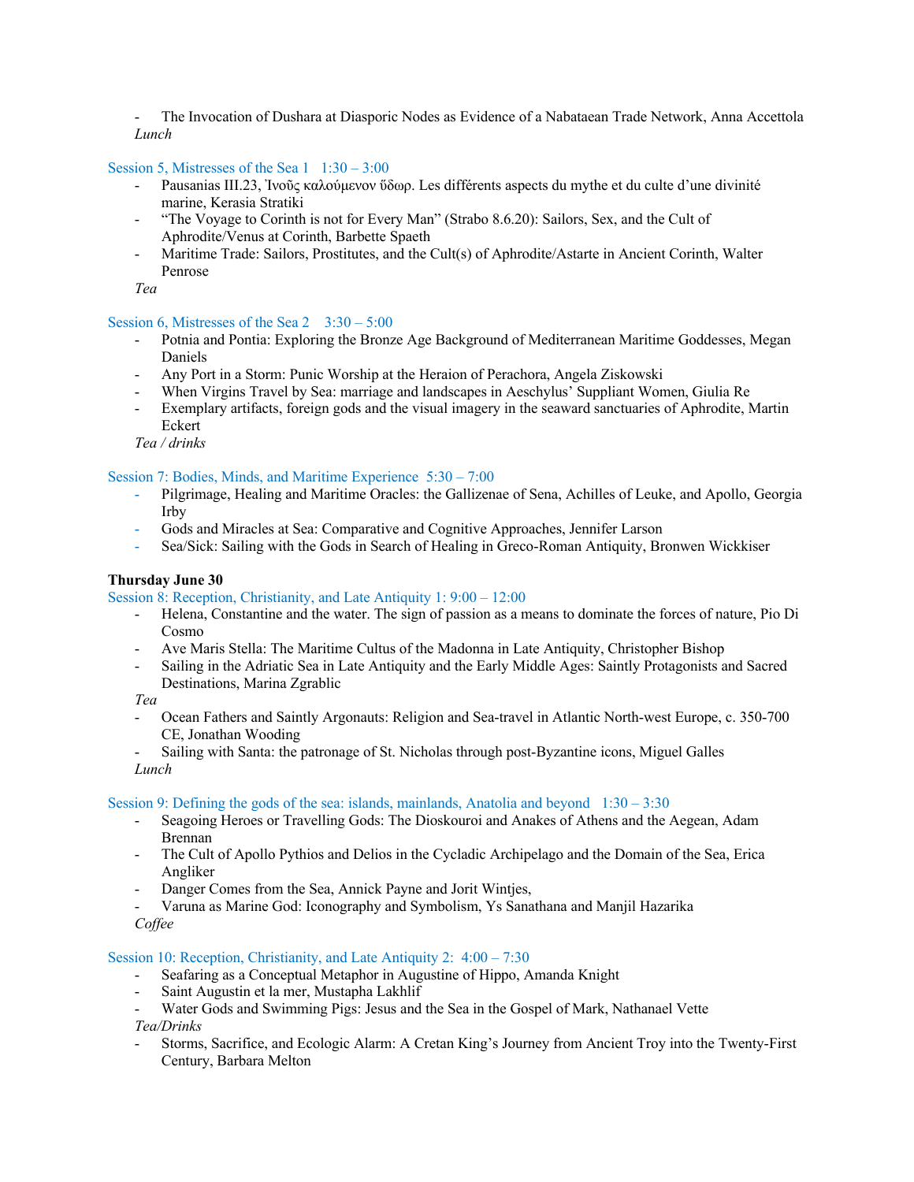- The Invocation of Dushara at Diasporic Nodes as Evidence of a Nabataean Trade Network, Anna Accettola

*Lunch*

### Session 5, Mistresses of the Sea 1 1:30 – 3:00

- Pausanias III.23, Ἰνοῦς καλούμενον ὕδωρ. Les différents aspects du mythe et du culte d’une divinité marine, Kerasia Stratiki
- “The Voyage to Corinth is not for Every Man” (Strabo 8.6.20): Sailors, Sex, and the Cult of Aphrodite/Venus at Corinth, Barbette Spaeth
- Maritime Trade: Sailors, Prostitutes, and the Cult(s) of Aphrodite/Astarte in Ancient Corinth, Walter Penrose

*Tea*

### Session 6, Mistresses of the Sea 2 3:30 – 5:00

- Potnia and Pontia: Exploring the Bronze Age Background of Mediterranean Maritime Goddesses, Megan Daniels
- Any Port in a Storm: Punic Worship at the Heraion of Perachora, Angela Ziskowski
- When Virgins Travel by Sea: marriage and landscapes in Aeschylus’ Suppliant Women, Giulia Re
- Exemplary artifacts, foreign gods and the visual imagery in the seaward sanctuaries of Aphrodite, Martin Eckert

*Tea / drinks*

### Session 7: Bodies, Minds, and Maritime Experience 5:30 – 7:00

- Pilgrimage, Healing and Maritime Oracles: the Gallizenae of Sena, Achilles of Leuke, and Apollo, Georgia Irby
- Gods and Miracles at Sea: Comparative and Cognitive Approaches, Jennifer Larson
- Sea/Sick: Sailing with the Gods in Search of Healing in Greco-Roman Antiquity, Bronwen Wickkiser

## Thursday June 30

### Session 8: Reception, Christianity, and Late Antiquity 1: 9:00 – 12:00

- Helena, Constantine and the water. The sign of passion as a means to dominate the forces of nature, Pio Di Cosmo
- Ave Maris Stella: The Maritime Cultus of the Madonna in Late Antiquity, Christopher Bishop
- Sailing in the Adriatic Sea in Late Antiquity and the Early Middle Ages: Saintly Protagonists and Sacred Destinations, Marina Zgrablic

*Tea*

- Ocean Fathers and Saintly Argonauts: Religion and Sea-travel in Atlantic North-west Europe, c. 350-700 CE, Jonathan Wooding
- Sailing with Santa: the patronage of St. Nicholas through post-Byzantine icons, Miguel Galles

*Lunch*

### Session 9: Defining the gods of the sea: islands, mainlands, Anatolia and beyond 1:30 – 3:30

- Seagoing Heroes or Travelling Gods: The Dioskouroi and Anakes of Athens and the Aegean, Adam Brennan
- The Cult of Apollo Pythios and Delios in the Cycladic Archipelago and the Domain of the Sea, Erica Angliker
- Danger Comes from the Sea, Annick Payne and Jorit Wintjes,
- Varuna as Marine God: Iconography and Symbolism, Ys Sanathana and Manjil Hazarika

*Coffee*

### Session 10: Reception, Christianity, and Late Antiquity 2: 4:00 – 7:30

- Seafaring as a Conceptual Metaphor in Augustine of Hippo, Amanda Knight
- Saint Augustin et la mer, Mustapha Lakhlif
- Water Gods and Swimming Pigs: Jesus and the Sea in the Gospel of Mark, Nathanael Vette

*Tea/Drinks*

- Storms, Sacrifice, and Ecologic Alarm: A Cretan King’s Journey from Ancient Troy into the Twenty-First Century, Barbara Melton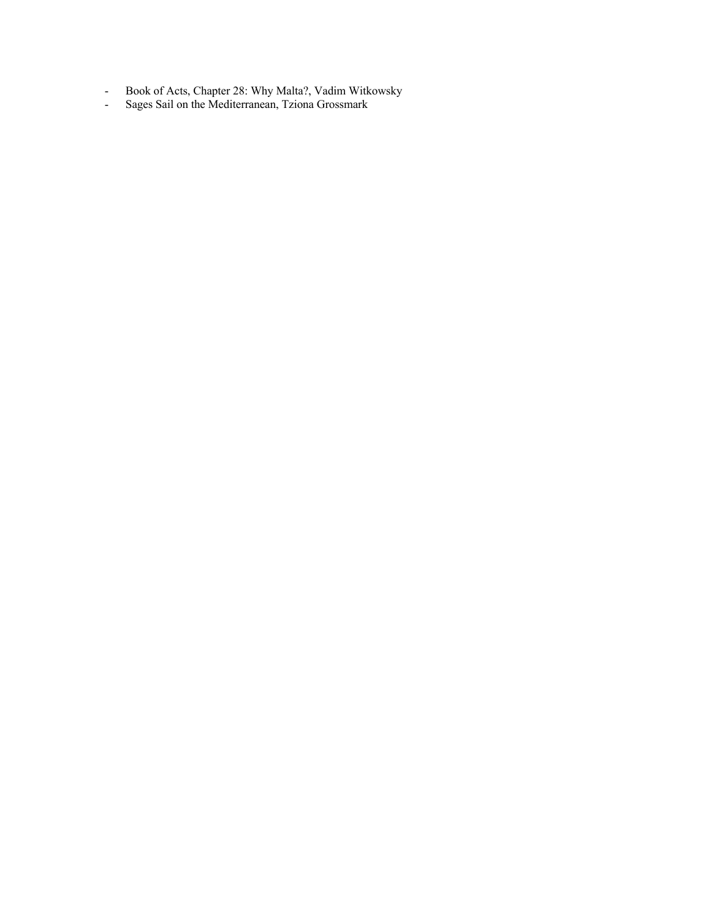- Book of Acts, Chapter 28: Why Malta?, Vadim Witkowsky
- Sages Sail on the Mediterranean, Tziona Grossmark